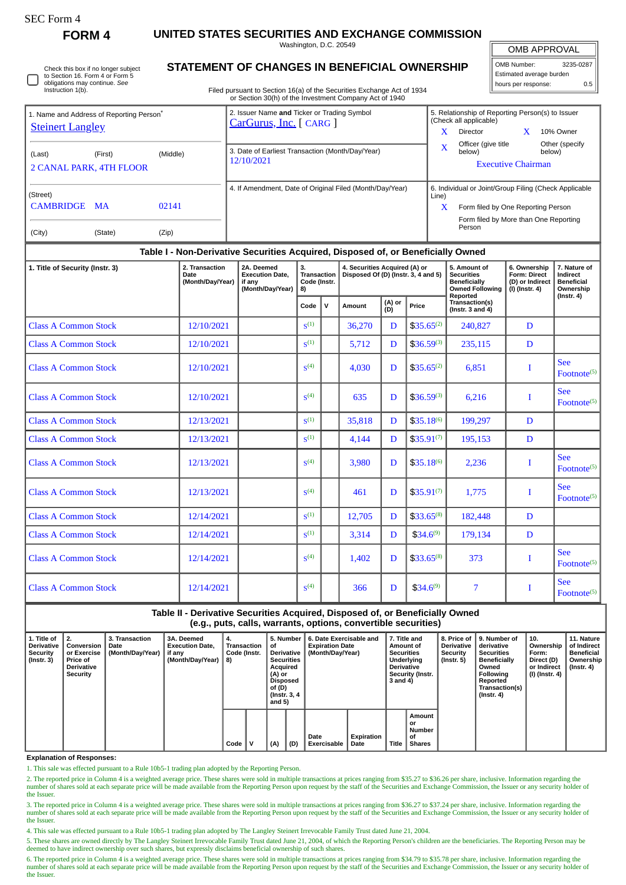SEC Form 4

**FORM 4**

# UNITED STATES SECURITIES AND EXCHANGE COMMISSION

Washington, D.C. 20549

## STATEMENT OF CHANGES IN BENEFICIAL OWNERSHIP

Filed pursuant to Section 16(a) of the Securities Exchange Act of 1934 or Section 30(h) of the Investment Company Act of 1940

| OMB APPROVAL | |
|---|---|
| OMB Number: | 3235-0287 |
| Estimated average burden | |
| hours per response: | 0.5 |

☐ Check this box if no longer subject to Section 16. Form 4 or Form 5 obligations may continue. *See* Instruction 1(b).

1. Name and Address of Reporting Person*
Steinert Langley

(Last) (First) (Middle)
2 CANAL PARK, 4TH FLOOR

(Street)
CAMBRIDGE MA 02141

(City) (State) (Zip)

2. Issuer Name **and** Ticker or Trading Symbol
CarGurus, Inc. [ CARG ]

3. Date of Earliest Transaction (Month/Day/Year)
12/10/2021

4. If Amendment, Date of Original Filed (Month/Day/Year)

5. Relationship of Reporting Person(s) to Issuer (Check all applicable)
X Director
X 10% Owner
X Officer (give title below)
Other (specify below)
Executive Chairman

6. Individual or Joint/Group Filing (Check Applicable Line)
X Form filed by One Reporting Person
Form filed by More than One Reporting Person

### Table I - Non-Derivative Securities Acquired, Disposed of, or Beneficially Owned

| 1. Title of Security (Instr. 3) | 2. Transaction Date (Month/Day/Year) | 2A. Deemed Execution Date, if any (Month/Day/Year) | 3. Transaction Code (Instr. 8) | | 4. Securities Acquired (A) or Disposed Of (D) (Instr. 3, 4 and 5) | | | 5. Amount of Securities Beneficially Owned Following Reported Transaction(s) (Instr. 3 and 4) | 6. Ownership Form: Direct (D) or Indirect (I) (Instr. 4) | 7. Nature of Indirect Beneficial Ownership (Instr. 4) |
|---|---|---|---|---|---|---|---|---|---|---|
| | | | Code | V | Amount | (A) or (D) | Price | | | |
| Class A Common Stock | 12/10/2021 | | S[1] | | 36,270 | D | $35.65[2] | 240,827 | D | |
| Class A Common Stock | 12/10/2021 | | S[1] | | 5,712 | D | $36.59[3] | 235,115 | D | |
| Class A Common Stock | 12/10/2021 | | S[4] | | 4,030 | D | $35.65[2] | 6,851 | I | See Footnote[5] |
| Class A Common Stock | 12/10/2021 | | S[4] | | 635 | D | $36.59[3] | 6,216 | I | See Footnote[5] |
| Class A Common Stock | 12/13/2021 | | S[1] | | 35,818 | D | $35.18[6] | 199,297 | D | |
| Class A Common Stock | 12/13/2021 | | S[1] | | 4,144 | D | $35.91[7] | 195,153 | D | |
| Class A Common Stock | 12/13/2021 | | S[4] | | 3,980 | D | $35.18[6] | 2,236 | I | See Footnote[5] |
| Class A Common Stock | 12/13/2021 | | S[4] | | 461 | D | $35.91[7] | 1,775 | I | See Footnote[5] |
| Class A Common Stock | 12/14/2021 | | S[1] | | 12,705 | D | $33.65[8] | 182,448 | D | |
| Class A Common Stock | 12/14/2021 | | S[1] | | 3,314 | D | $34.6[9] | 179,134 | D | |
| Class A Common Stock | 12/14/2021 | | S[4] | | 1,402 | D | $33.65[8] | 373 | I | See Footnote[5] |
| Class A Common Stock | 12/14/2021 | | S[4] | | 366 | D | $34.6[9] | 7 | I | See Footnote[5] |

### Table II - Derivative Securities Acquired, Disposed of, or Beneficially Owned (e.g., puts, calls, warrants, options, convertible securities)

| 1. Title of Derivative Security (Instr. 3) | 2. Conversion or Exercise Price of Derivative Security | 3. Transaction Date (Month/Day/Year) | 3A. Deemed Execution Date, if any (Month/Day/Year) | 4. Transaction Code (Instr. 8) | | 5. Number of Derivative Securities Acquired (A) or Disposed of (D) (Instr. 3, 4 and 5) | | 6. Date Exercisable and Expiration Date (Month/Day/Year) | | 7. Title and Amount of Securities Underlying Derivative Security (Instr. 3 and 4) | | 8. Price of Derivative Security (Instr. 5) | 9. Number of derivative Securities Beneficially Owned Following Reported Transaction(s) (Instr. 4) | 10. Ownership Form: Direct (D) or Indirect (I) (Instr. 4) | 11. Nature of Indirect Beneficial Ownership (Instr. 4) |
|---|---|---|---|---|---|---|---|---|---|---|---|---|---|---|---|
| | | | | Code | V | (A) | (D) | Date Exercisable | Expiration Date | Title | Amount or Number of Shares | | | | |

**Explanation of Responses:**

1. This sale was effected pursuant to a Rule 10b5-1 trading plan adopted by the Reporting Person.

2. The reported price in Column 4 is a weighted average price. These shares were sold in multiple transactions at prices ranging from $35.27 to $36.26 per share, inclusive. Information regarding the number of shares sold at each separate price will be made available from the Reporting Person upon request by the staff of the Securities and Exchange Commission, the Issuer or any security holder of the Issuer.

3. The reported price in Column 4 is a weighted average price. These shares were sold in multiple transactions at prices ranging from $36.27 to $37.24 per share, inclusive. Information regarding the number of shares sold at each separate price will be made available from the Reporting Person upon request by the staff of the Securities and Exchange Commission, the Issuer or any security holder of the Issuer.

4. This sale was effected pursuant to a Rule 10b5-1 trading plan adopted by The Langley Steinert Irrevocable Family Trust dated June 21, 2004.

5. These shares are owned directly by The Langley Steinert Irrevocable Family Trust dated June 21, 2004, of which the Reporting Person's children are the beneficiaries. The Reporting Person may be deemed to have indirect ownership over such shares, but expressly disclaims beneficial ownership of such shares.

6. The reported price in Column 4 is a weighted average price. These shares were sold in multiple transactions at prices ranging from $34.79 to $35.78 per share, inclusive. Information regarding the number of shares sold at each separate price will be made available from the Reporting Person upon request by the staff of the Securities and Exchange Commission, the Issuer or any security holder of the Issuer.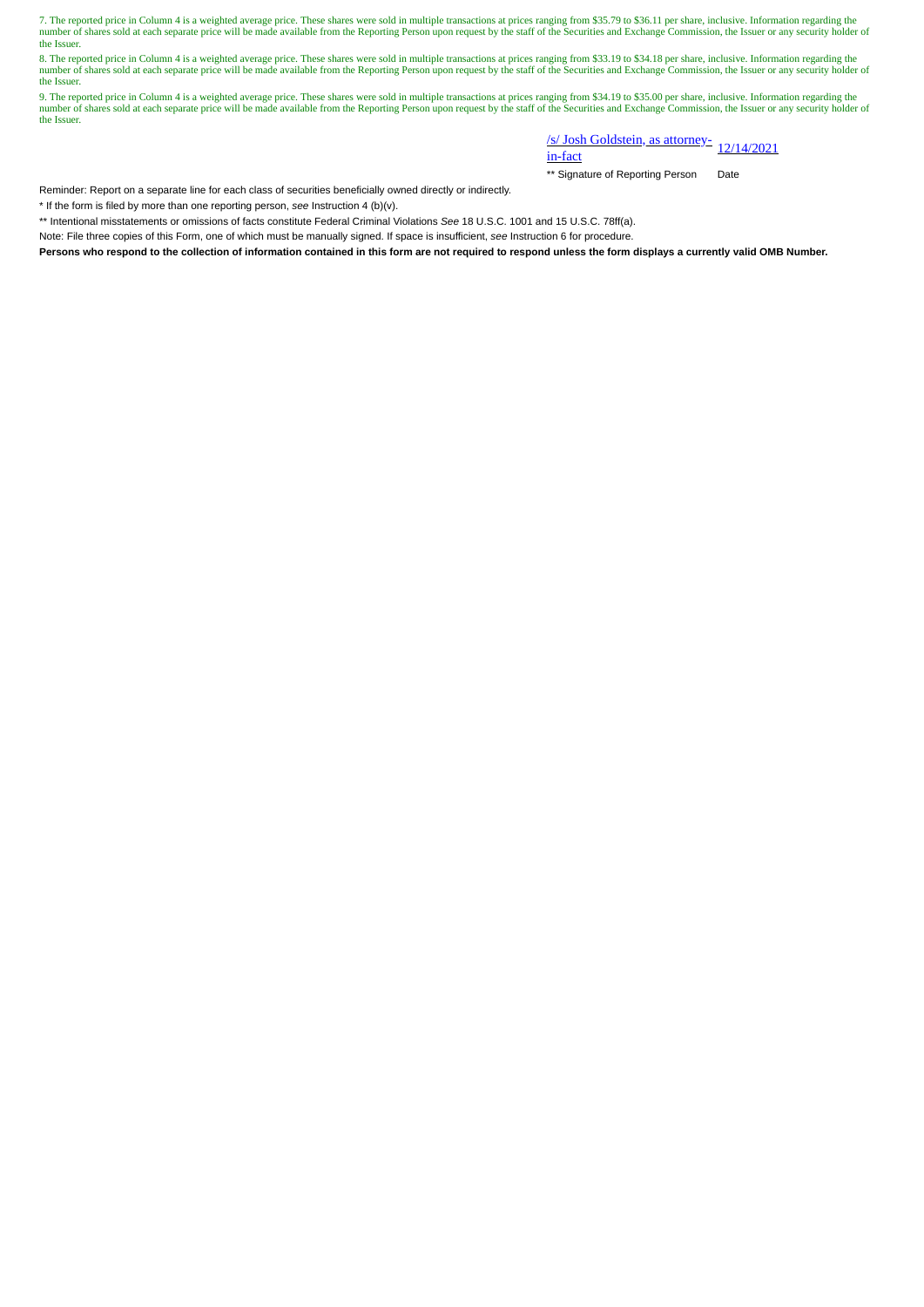7. The reported price in Column 4 is a weighted average price. These shares were sold in multiple transactions at prices ranging from $35.79 to $36.11 per share, inclusive. Information regarding the number of shares sold at each separate price will be made available from the Reporting Person upon request by the staff of the Securities and Exchange Commission, the Issuer or any security holder of the Issuer.

8. The reported price in Column 4 is a weighted average price. These shares were sold in multiple transactions at prices ranging from $33.19 to $34.18 per share, inclusive. Information regarding the number of shares sold at each separate price will be made available from the Reporting Person upon request by the staff of the Securities and Exchange Commission, the Issuer or any security holder of the Issuer.

9. The reported price in Column 4 is a weighted average price. These shares were sold in multiple transactions at prices ranging from $34.19 to $35.00 per share, inclusive. Information regarding the number of shares sold at each separate price will be made available from the Reporting Person upon request by the staff of the Securities and Exchange Commission, the Issuer or any security holder of the Issuer.

| | |
|---|---|
| /s/ Josh Goldstein, as attorney-in-fact | 12/14/2021 |
| ** Signature of Reporting Person | Date |

Reminder: Report on a separate line for each class of securities beneficially owned directly or indirectly.

* If the form is filed by more than one reporting person, *see* Instruction 4 (b)(v).

** Intentional misstatements or omissions of facts constitute Federal Criminal Violations *See* 18 U.S.C. 1001 and 15 U.S.C. 78ff(a).

Note: File three copies of this Form, one of which must be manually signed. If space is insufficient, *see* Instruction 6 for procedure.

**Persons who respond to the collection of information contained in this form are not required to respond unless the form displays a currently valid OMB Number.**